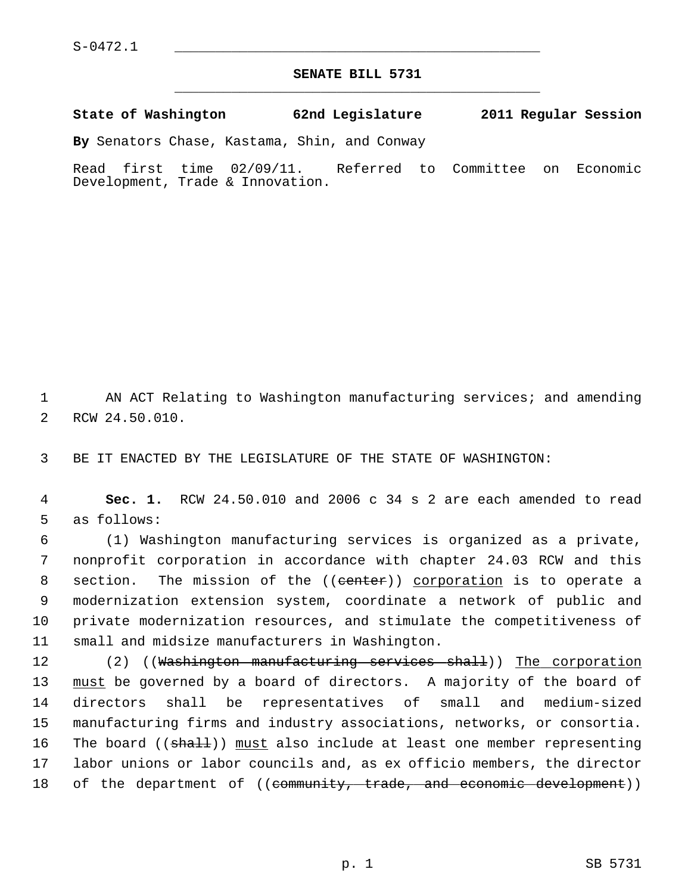S-0472.1

## SENATE BILL 5731

**State of Washington 62nd Legislature 2011 Regular Session**

**By** Senators Chase, Kastama, Shin, and Conway

Read first time 02/09/11. Referred to Committee on Economic Development, Trade & Innovation.

AN ACT Relating to Washington manufacturing services; and amending RCW 24.50.010.

BE IT ENACTED BY THE LEGISLATURE OF THE STATE OF WASHINGTON:

**Sec. 1.** RCW 24.50.010 and 2006 c 34 s 2 are each amended to read as follows:

(1) Washington manufacturing services is organized as a private, nonprofit corporation in accordance with chapter 24.03 RCW and this section. The mission of the ((~~center~~)) corporation is to operate a modernization extension system, coordinate a network of public and private modernization resources, and stimulate the competitiveness of small and midsize manufacturers in Washington.

(2) ((~~Washington manufacturing services shall~~)) The corporation must be governed by a board of directors. A majority of the board of directors shall be representatives of small and medium-sized manufacturing firms and industry associations, networks, or consortia. The board ((~~shall~~)) must also include at least one member representing labor unions or labor councils and, as ex officio members, the director of the department of ((~~community, trade, and economic development~~))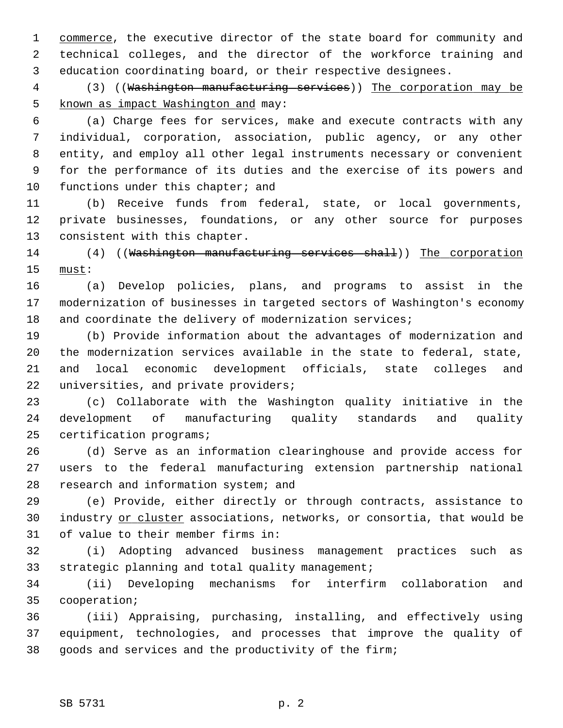commerce, the executive director of the state board for community and technical colleges, and the director of the workforce training and education coordinating board, or their respective designees.

(3) ((~~Washington manufacturing services~~)) The corporation may be known as impact Washington and may:

(a) Charge fees for services, make and execute contracts with any individual, corporation, association, public agency, or any other entity, and employ all other legal instruments necessary or convenient for the performance of its duties and the exercise of its powers and functions under this chapter; and

(b) Receive funds from federal, state, or local governments, private businesses, foundations, or any other source for purposes consistent with this chapter.

(4) ((~~Washington manufacturing services shall~~)) The corporation must:

(a) Develop policies, plans, and programs to assist in the modernization of businesses in targeted sectors of Washington's economy and coordinate the delivery of modernization services;

(b) Provide information about the advantages of modernization and the modernization services available in the state to federal, state, and local economic development officials, state colleges and universities, and private providers;

(c) Collaborate with the Washington quality initiative in the development of manufacturing quality standards and quality certification programs;

(d) Serve as an information clearinghouse and provide access for users to the federal manufacturing extension partnership national research and information system; and

(e) Provide, either directly or through contracts, assistance to industry or cluster associations, networks, or consortia, that would be of value to their member firms in:

(i) Adopting advanced business management practices such as strategic planning and total quality management;

(ii) Developing mechanisms for interfirm collaboration and cooperation;

(iii) Appraising, purchasing, installing, and effectively using equipment, technologies, and processes that improve the quality of goods and services and the productivity of the firm;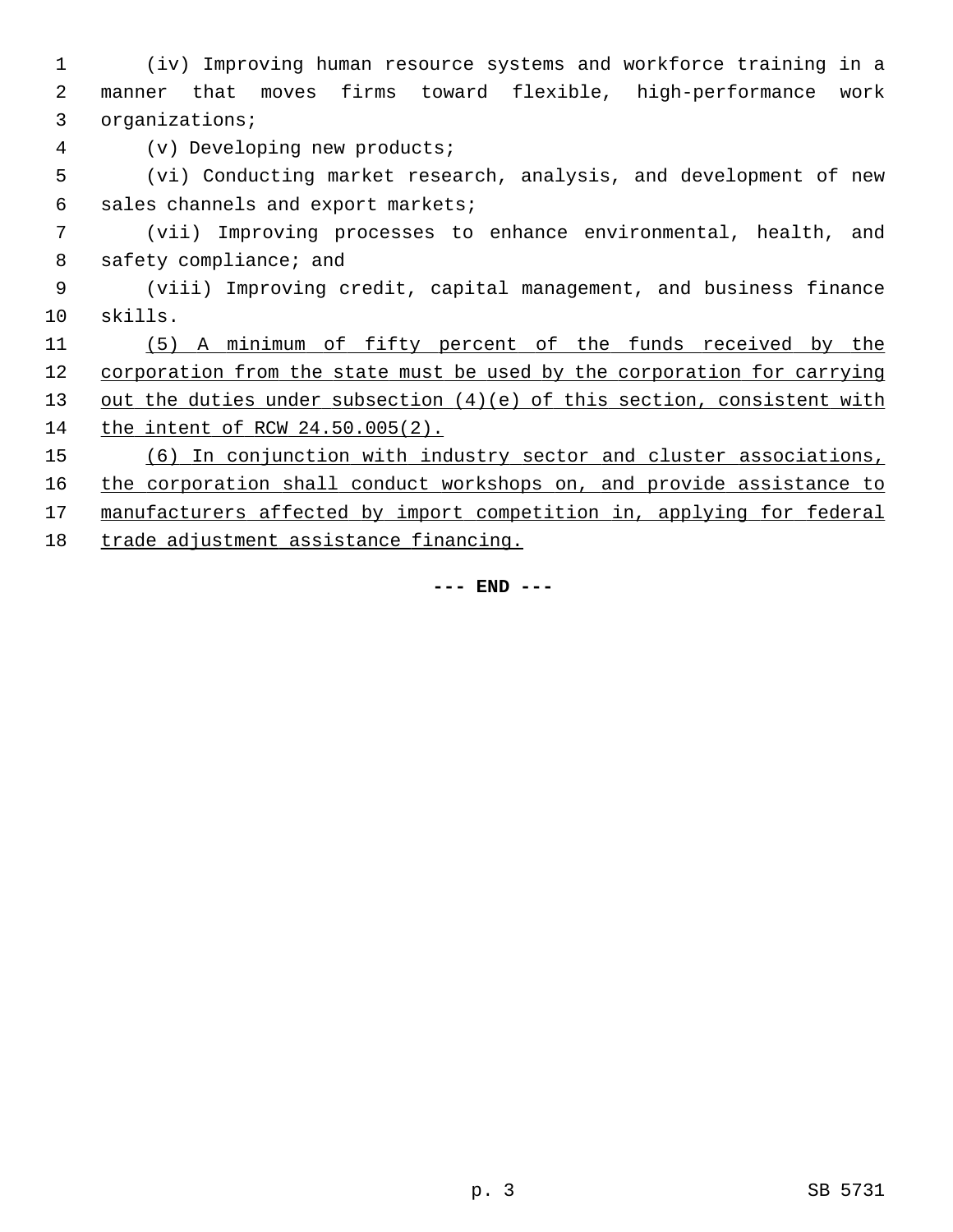(iv) Improving human resource systems and workforce training in a manner that moves firms toward flexible, high-performance work organizations;

(v) Developing new products;

(vi) Conducting market research, analysis, and development of new sales channels and export markets;

(vii) Improving processes to enhance environmental, health, and safety compliance; and

(viii) Improving credit, capital management, and business finance skills.

<u>(5) A minimum of fifty percent of the funds received by the corporation from the state must be used by the corporation for carrying out the duties under subsection (4)(e) of this section, consistent with the intent of RCW 24.50.005(2).</u>

<u>(6) In conjunction with industry sector and cluster associations, the corporation shall conduct workshops on, and provide assistance to manufacturers affected by import competition in, applying for federal trade adjustment assistance financing.</u>

**--- END ---**